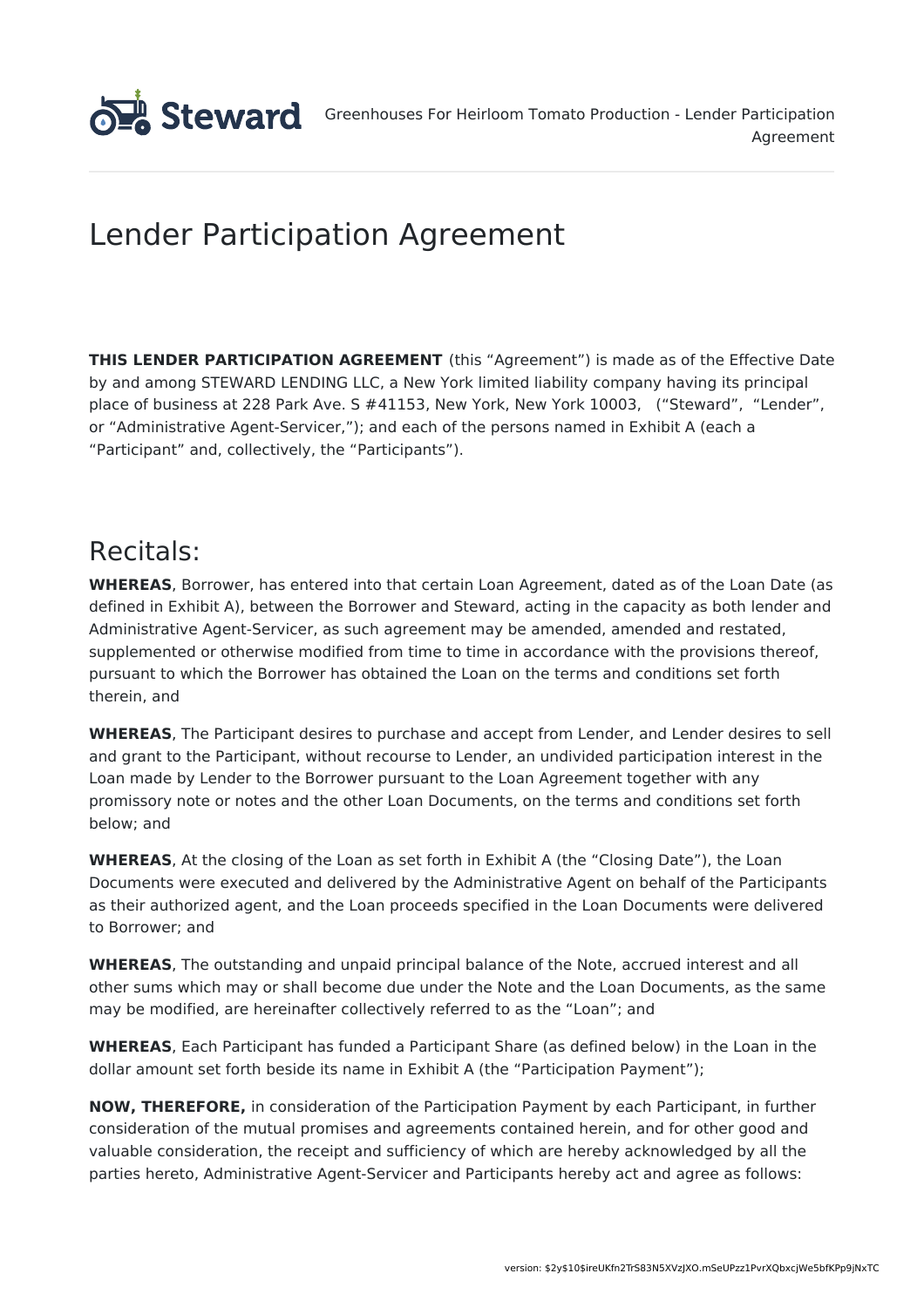# Lender Participation Agreement

**THIS LENDER PARTICIPATION AGREEMENT** (this "Agreement") is made as of the Effective Date by and among STEWARD LENDING LLC, a New York limited liability company having its principal place of business at 228 Park Ave. S #41153, New York, New York 10003, ("Steward", "Lender", or "Administrative Agent-Servicer,"); and each of the persons named in Exhibit A (each a "Participant" and, collectively, the "Participants").

## Recitals:

**WHEREAS**, Borrower, has entered into that certain Loan Agreement, dated as of the Loan Date (as defined in Exhibit A), between the Borrower and Steward, acting in the capacity as both lender and Administrative Agent-Servicer, as such agreement may be amended, amended and restated, supplemented or otherwise modified from time to time in accordance with the provisions thereof, pursuant to which the Borrower has obtained the Loan on the terms and conditions set forth therein, and

**WHEREAS**, The Participant desires to purchase and accept from Lender, and Lender desires to sell and grant to the Participant, without recourse to Lender, an undivided participation interest in the Loan made by Lender to the Borrower pursuant to the Loan Agreement together with any promissory note or notes and the other Loan Documents, on the terms and conditions set forth below; and

**WHEREAS**, At the closing of the Loan as set forth in Exhibit A (the "Closing Date"), the Loan Documents were executed and delivered by the Administrative Agent on behalf of the Participants as their authorized agent, and the Loan proceeds specified in the Loan Documents were delivered to Borrower; and

**WHEREAS**, The outstanding and unpaid principal balance of the Note, accrued interest and all other sums which may or shall become due under the Note and the Loan Documents, as the same may be modified, are hereinafter collectively referred to as the "Loan"; and

**WHEREAS**, Each Participant has funded a Participant Share (as defined below) in the Loan in the dollar amount set forth beside its name in Exhibit A (the "Participation Payment");

**NOW, THEREFORE,** in consideration of the Participation Payment by each Participant, in further consideration of the mutual promises and agreements contained herein, and for other good and valuable consideration, the receipt and sufficiency of which are hereby acknowledged by all the parties hereto, Administrative Agent-Servicer and Participants hereby act and agree as follows: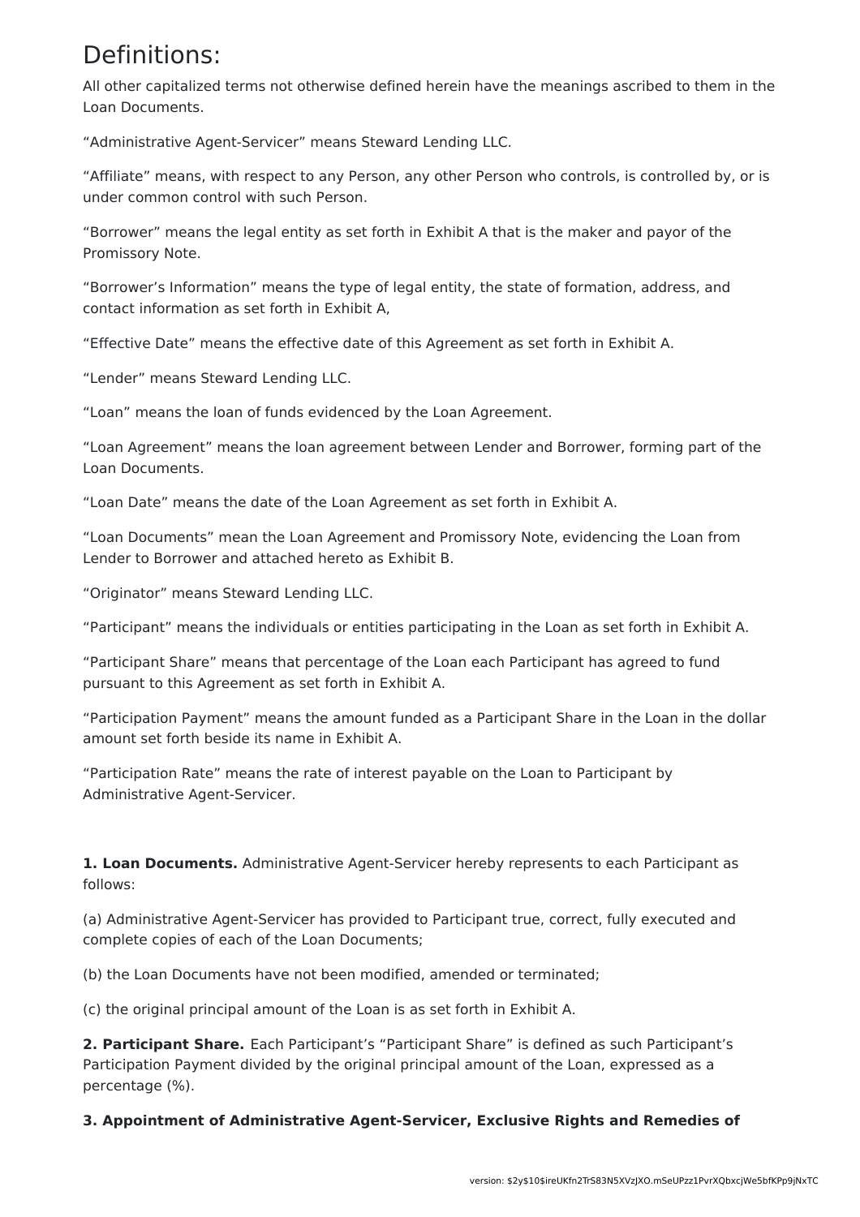# Definitions:

All other capitalized terms not otherwise defined herein have the meanings ascribed to them in the Loan Documents.

“Administrative Agent-Servicer” means Steward Lending LLC.

“Affiliate” means, with respect to any Person, any other Person who controls, is controlled by, or is under common control with such Person.

“Borrower” means the legal entity as set forth in Exhibit A that is the maker and payor of the Promissory Note.

“Borrower’s Information” means the type of legal entity, the state of formation, address, and contact information as set forth in Exhibit A,

“Effective Date” means the effective date of this Agreement as set forth in Exhibit A.

“Lender” means Steward Lending LLC.

“Loan” means the loan of funds evidenced by the Loan Agreement.

“Loan Agreement” means the loan agreement between Lender and Borrower, forming part of the Loan Documents.

“Loan Date” means the date of the Loan Agreement as set forth in Exhibit A.

“Loan Documents” mean the Loan Agreement and Promissory Note, evidencing the Loan from Lender to Borrower and attached hereto as Exhibit B.

“Originator” means Steward Lending LLC.

“Participant” means the individuals or entities participating in the Loan as set forth in Exhibit A.

“Participant Share” means that percentage of the Loan each Participant has agreed to fund pursuant to this Agreement as set forth in Exhibit A.

“Participation Payment” means the amount funded as a Participant Share in the Loan in the dollar amount set forth beside its name in Exhibit A.

“Participation Rate” means the rate of interest payable on the Loan to Participant by Administrative Agent-Servicer.

**1. Loan Documents.** Administrative Agent-Servicer hereby represents to each Participant as follows:

(a) Administrative Agent-Servicer has provided to Participant true, correct, fully executed and complete copies of each of the Loan Documents;

(b) the Loan Documents have not been modified, amended or terminated;

(c) the original principal amount of the Loan is as set forth in Exhibit A.

**2. Participant Share.** Each Participant’s “Participant Share” is defined as such Participant’s Participation Payment divided by the original principal amount of the Loan, expressed as a percentage (%).

**3. Appointment of Administrative Agent-Servicer, Exclusive Rights and Remedies of**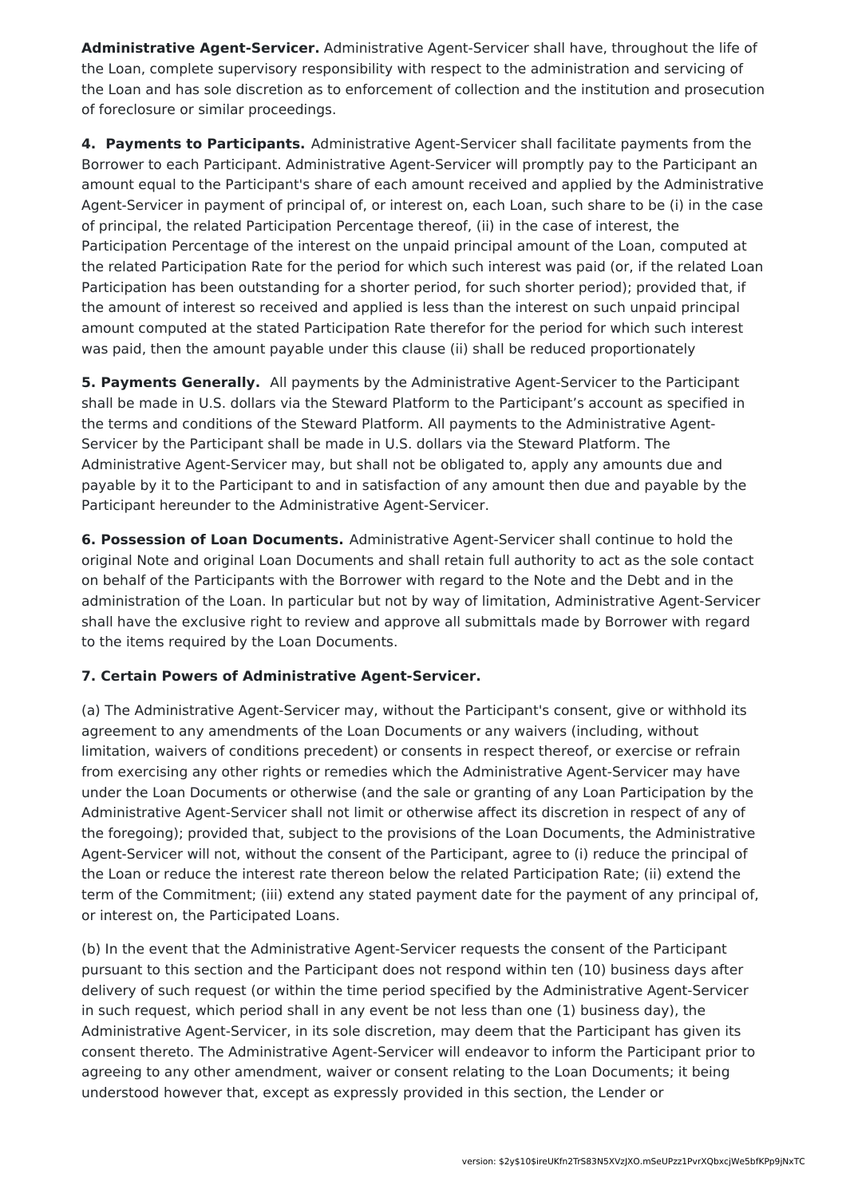**Administrative Agent-Servicer.** Administrative Agent-Servicer shall have, throughout the life of the Loan, complete supervisory responsibility with respect to the administration and servicing of the Loan and has sole discretion as to enforcement of collection and the institution and prosecution of foreclosure or similar proceedings.

**4. Payments to Participants.** Administrative Agent-Servicer shall facilitate payments from the Borrower to each Participant. Administrative Agent-Servicer will promptly pay to the Participant an amount equal to the Participant's share of each amount received and applied by the Administrative Agent-Servicer in payment of principal of, or interest on, each Loan, such share to be (i) in the case of principal, the related Participation Percentage thereof, (ii) in the case of interest, the Participation Percentage of the interest on the unpaid principal amount of the Loan, computed at the related Participation Rate for the period for which such interest was paid (or, if the related Loan Participation has been outstanding for a shorter period, for such shorter period); provided that, if the amount of interest so received and applied is less than the interest on such unpaid principal amount computed at the stated Participation Rate therefor for the period for which such interest was paid, then the amount payable under this clause (ii) shall be reduced proportionately

**5. Payments Generally.** All payments by the Administrative Agent-Servicer to the Participant shall be made in U.S. dollars via the Steward Platform to the Participant's account as specified in the terms and conditions of the Steward Platform. All payments to the Administrative Agent-Servicer by the Participant shall be made in U.S. dollars via the Steward Platform. The Administrative Agent-Servicer may, but shall not be obligated to, apply any amounts due and payable by it to the Participant to and in satisfaction of any amount then due and payable by the Participant hereunder to the Administrative Agent-Servicer.

**6. Possession of Loan Documents.** Administrative Agent-Servicer shall continue to hold the original Note and original Loan Documents and shall retain full authority to act as the sole contact on behalf of the Participants with the Borrower with regard to the Note and the Debt and in the administration of the Loan. In particular but not by way of limitation, Administrative Agent-Servicer shall have the exclusive right to review and approve all submittals made by Borrower with regard to the items required by the Loan Documents.

**7. Certain Powers of Administrative Agent-Servicer.**

(a) The Administrative Agent-Servicer may, without the Participant's consent, give or withhold its agreement to any amendments of the Loan Documents or any waivers (including, without limitation, waivers of conditions precedent) or consents in respect thereof, or exercise or refrain from exercising any other rights or remedies which the Administrative Agent-Servicer may have under the Loan Documents or otherwise (and the sale or granting of any Loan Participation by the Administrative Agent-Servicer shall not limit or otherwise affect its discretion in respect of any of the foregoing); provided that, subject to the provisions of the Loan Documents, the Administrative Agent-Servicer will not, without the consent of the Participant, agree to (i) reduce the principal of the Loan or reduce the interest rate thereon below the related Participation Rate; (ii) extend the term of the Commitment; (iii) extend any stated payment date for the payment of any principal of, or interest on, the Participated Loans.

(b) In the event that the Administrative Agent-Servicer requests the consent of the Participant pursuant to this section and the Participant does not respond within ten (10) business days after delivery of such request (or within the time period specified by the Administrative Agent-Servicer in such request, which period shall in any event be not less than one (1) business day), the Administrative Agent-Servicer, in its sole discretion, may deem that the Participant has given its consent thereto. The Administrative Agent-Servicer will endeavor to inform the Participant prior to agreeing to any other amendment, waiver or consent relating to the Loan Documents; it being understood however that, except as expressly provided in this section, the Lender or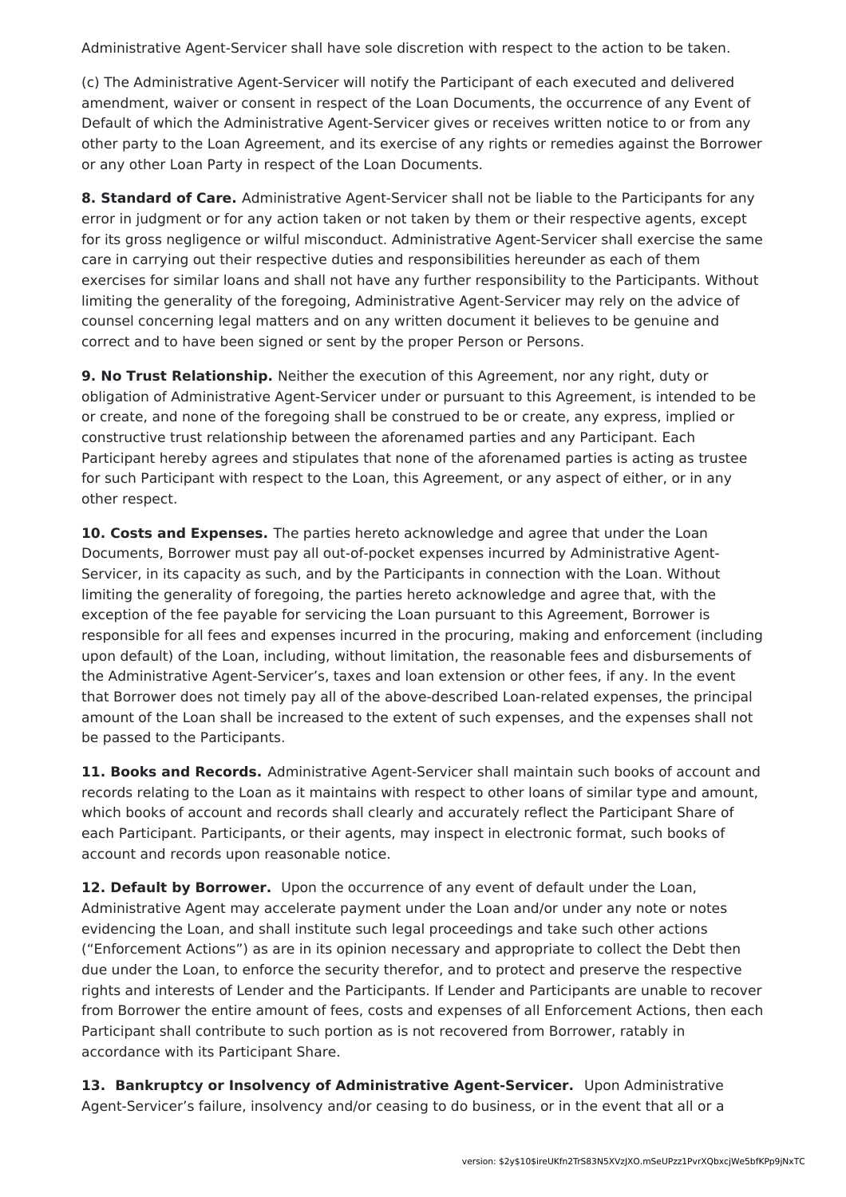Administrative Agent-Servicer shall have sole discretion with respect to the action to be taken.

(c) The Administrative Agent-Servicer will notify the Participant of each executed and delivered amendment, waiver or consent in respect of the Loan Documents, the occurrence of any Event of Default of which the Administrative Agent-Servicer gives or receives written notice to or from any other party to the Loan Agreement, and its exercise of any rights or remedies against the Borrower or any other Loan Party in respect of the Loan Documents.

**8. Standard of Care.** Administrative Agent-Servicer shall not be liable to the Participants for any error in judgment or for any action taken or not taken by them or their respective agents, except for its gross negligence or wilful misconduct. Administrative Agent-Servicer shall exercise the same care in carrying out their respective duties and responsibilities hereunder as each of them exercises for similar loans and shall not have any further responsibility to the Participants. Without limiting the generality of the foregoing, Administrative Agent-Servicer may rely on the advice of counsel concerning legal matters and on any written document it believes to be genuine and correct and to have been signed or sent by the proper Person or Persons.

**9. No Trust Relationship.** Neither the execution of this Agreement, nor any right, duty or obligation of Administrative Agent-Servicer under or pursuant to this Agreement, is intended to be or create, and none of the foregoing shall be construed to be or create, any express, implied or constructive trust relationship between the aforenamed parties and any Participant. Each Participant hereby agrees and stipulates that none of the aforenamed parties is acting as trustee for such Participant with respect to the Loan, this Agreement, or any aspect of either, or in any other respect.

**10. Costs and Expenses.** The parties hereto acknowledge and agree that under the Loan Documents, Borrower must pay all out-of-pocket expenses incurred by Administrative Agent-Servicer, in its capacity as such, and by the Participants in connection with the Loan. Without limiting the generality of foregoing, the parties hereto acknowledge and agree that, with the exception of the fee payable for servicing the Loan pursuant to this Agreement, Borrower is responsible for all fees and expenses incurred in the procuring, making and enforcement (including upon default) of the Loan, including, without limitation, the reasonable fees and disbursements of the Administrative Agent-Servicer's, taxes and loan extension or other fees, if any. In the event that Borrower does not timely pay all of the above-described Loan-related expenses, the principal amount of the Loan shall be increased to the extent of such expenses, and the expenses shall not be passed to the Participants.

**11. Books and Records.** Administrative Agent-Servicer shall maintain such books of account and records relating to the Loan as it maintains with respect to other loans of similar type and amount, which books of account and records shall clearly and accurately reflect the Participant Share of each Participant. Participants, or their agents, may inspect in electronic format, such books of account and records upon reasonable notice.

**12. Default by Borrower.** Upon the occurrence of any event of default under the Loan, Administrative Agent may accelerate payment under the Loan and/or under any note or notes evidencing the Loan, and shall institute such legal proceedings and take such other actions ("Enforcement Actions") as are in its opinion necessary and appropriate to collect the Debt then due under the Loan, to enforce the security therefor, and to protect and preserve the respective rights and interests of Lender and the Participants. If Lender and Participants are unable to recover from Borrower the entire amount of fees, costs and expenses of all Enforcement Actions, then each Participant shall contribute to such portion as is not recovered from Borrower, ratably in accordance with its Participant Share.

**13. Bankruptcy or Insolvency of Administrative Agent-Servicer.** Upon Administrative Agent-Servicer's failure, insolvency and/or ceasing to do business, or in the event that all or a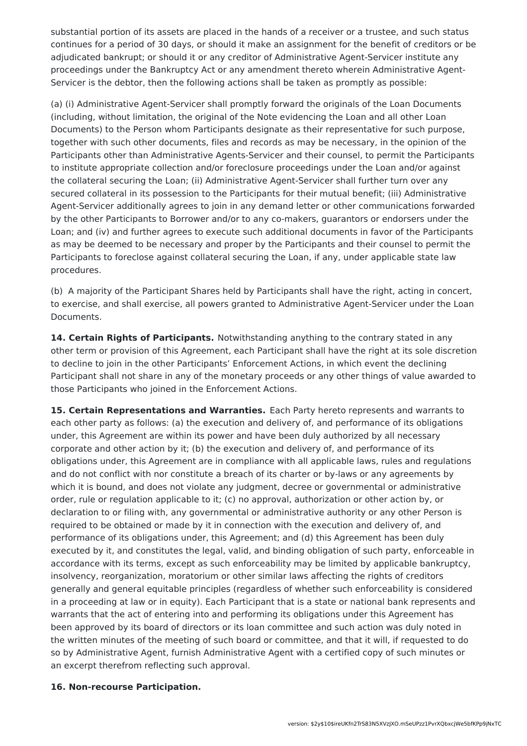substantial portion of its assets are placed in the hands of a receiver or a trustee, and such status continues for a period of 30 days, or should it make an assignment for the benefit of creditors or be adjudicated bankrupt; or should it or any creditor of Administrative Agent-Servicer institute any proceedings under the Bankruptcy Act or any amendment thereto wherein Administrative Agent-Servicer is the debtor, then the following actions shall be taken as promptly as possible:

(a) (i) Administrative Agent-Servicer shall promptly forward the originals of the Loan Documents (including, without limitation, the original of the Note evidencing the Loan and all other Loan Documents) to the Person whom Participants designate as their representative for such purpose, together with such other documents, files and records as may be necessary, in the opinion of the Participants other than Administrative Agents-Servicer and their counsel, to permit the Participants to institute appropriate collection and/or foreclosure proceedings under the Loan and/or against the collateral securing the Loan; (ii) Administrative Agent-Servicer shall further turn over any secured collateral in its possession to the Participants for their mutual benefit; (iii) Administrative Agent-Servicer additionally agrees to join in any demand letter or other communications forwarded by the other Participants to Borrower and/or to any co-makers, guarantors or endorsers under the Loan; and (iv) and further agrees to execute such additional documents in favor of the Participants as may be deemed to be necessary and proper by the Participants and their counsel to permit the Participants to foreclose against collateral securing the Loan, if any, under applicable state law procedures.

(b) A majority of the Participant Shares held by Participants shall have the right, acting in concert, to exercise, and shall exercise, all powers granted to Administrative Agent-Servicer under the Loan Documents.

**14. Certain Rights of Participants.** Notwithstanding anything to the contrary stated in any other term or provision of this Agreement, each Participant shall have the right at its sole discretion to decline to join in the other Participants' Enforcement Actions, in which event the declining Participant shall not share in any of the monetary proceeds or any other things of value awarded to those Participants who joined in the Enforcement Actions.

**15. Certain Representations and Warranties.** Each Party hereto represents and warrants to each other party as follows: (a) the execution and delivery of, and performance of its obligations under, this Agreement are within its power and have been duly authorized by all necessary corporate and other action by it; (b) the execution and delivery of, and performance of its obligations under, this Agreement are in compliance with all applicable laws, rules and regulations and do not conflict with nor constitute a breach of its charter or by-laws or any agreements by which it is bound, and does not violate any judgment, decree or governmental or administrative order, rule or regulation applicable to it; (c) no approval, authorization or other action by, or declaration to or filing with, any governmental or administrative authority or any other Person is required to be obtained or made by it in connection with the execution and delivery of, and performance of its obligations under, this Agreement; and (d) this Agreement has been duly executed by it, and constitutes the legal, valid, and binding obligation of such party, enforceable in accordance with its terms, except as such enforceability may be limited by applicable bankruptcy, insolvency, reorganization, moratorium or other similar laws affecting the rights of creditors generally and general equitable principles (regardless of whether such enforceability is considered in a proceeding at law or in equity). Each Participant that is a state or national bank represents and warrants that the act of entering into and performing its obligations under this Agreement has been approved by its board of directors or its loan committee and such action was duly noted in the written minutes of the meeting of such board or committee, and that it will, if requested to do so by Administrative Agent, furnish Administrative Agent with a certified copy of such minutes or an excerpt therefrom reflecting such approval.

**16. Non-recourse Participation.**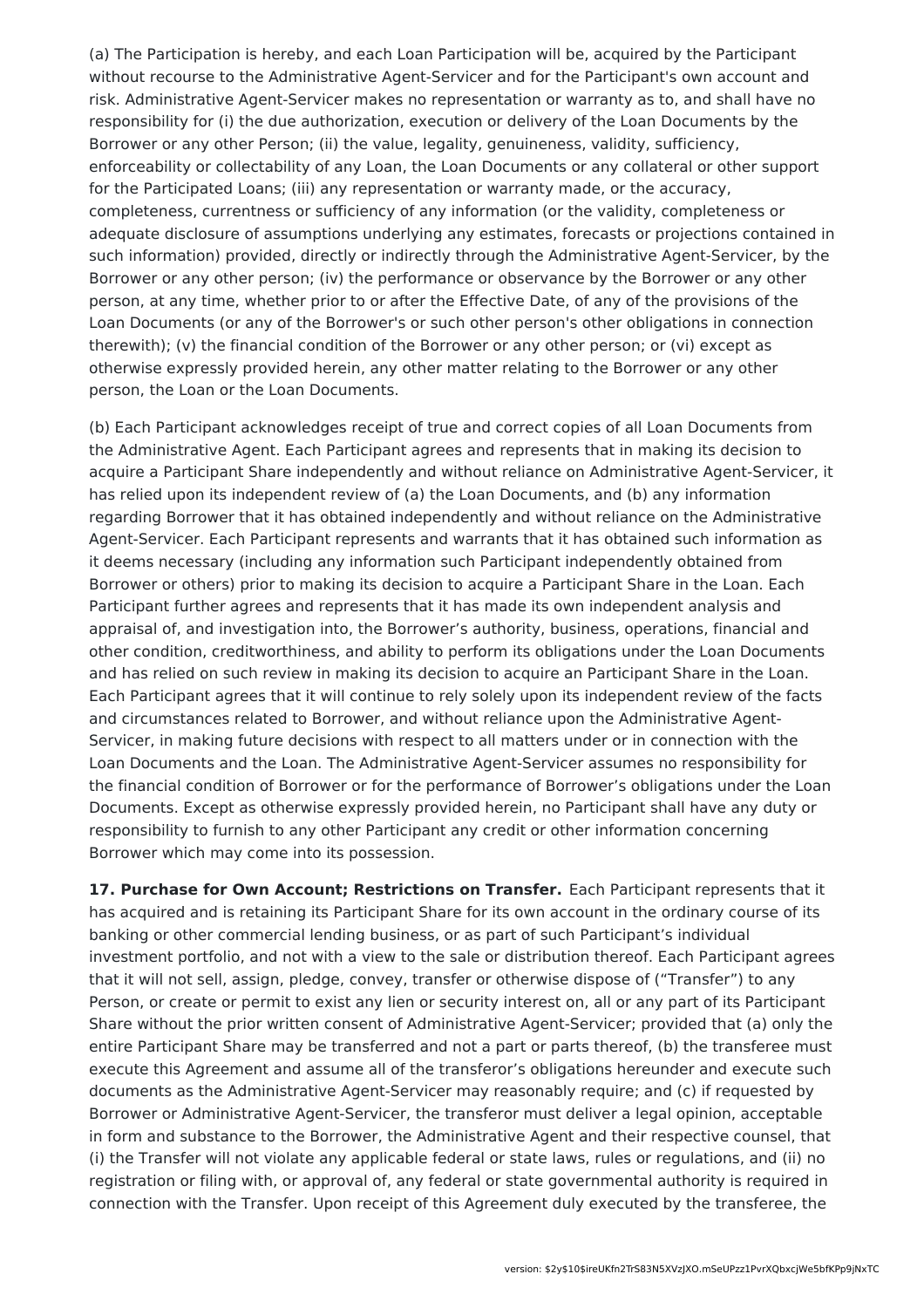(a) The Participation is hereby, and each Loan Participation will be, acquired by the Participant without recourse to the Administrative Agent-Servicer and for the Participant's own account and risk. Administrative Agent-Servicer makes no representation or warranty as to, and shall have no responsibility for (i) the due authorization, execution or delivery of the Loan Documents by the Borrower or any other Person; (ii) the value, legality, genuineness, validity, sufficiency, enforceability or collectability of any Loan, the Loan Documents or any collateral or other support for the Participated Loans; (iii) any representation or warranty made, or the accuracy, completeness, currentness or sufficiency of any information (or the validity, completeness or adequate disclosure of assumptions underlying any estimates, forecasts or projections contained in such information) provided, directly or indirectly through the Administrative Agent-Servicer, by the Borrower or any other person; (iv) the performance or observance by the Borrower or any other person, at any time, whether prior to or after the Effective Date, of any of the provisions of the Loan Documents (or any of the Borrower's or such other person's other obligations in connection therewith); (v) the financial condition of the Borrower or any other person; or (vi) except as otherwise expressly provided herein, any other matter relating to the Borrower or any other person, the Loan or the Loan Documents.

(b) Each Participant acknowledges receipt of true and correct copies of all Loan Documents from the Administrative Agent. Each Participant agrees and represents that in making its decision to acquire a Participant Share independently and without reliance on Administrative Agent-Servicer, it has relied upon its independent review of (a) the Loan Documents, and (b) any information regarding Borrower that it has obtained independently and without reliance on the Administrative Agent-Servicer. Each Participant represents and warrants that it has obtained such information as it deems necessary (including any information such Participant independently obtained from Borrower or others) prior to making its decision to acquire a Participant Share in the Loan. Each Participant further agrees and represents that it has made its own independent analysis and appraisal of, and investigation into, the Borrower’s authority, business, operations, financial and other condition, creditworthiness, and ability to perform its obligations under the Loan Documents and has relied on such review in making its decision to acquire an Participant Share in the Loan. Each Participant agrees that it will continue to rely solely upon its independent review of the facts and circumstances related to Borrower, and without reliance upon the Administrative Agent-Servicer, in making future decisions with respect to all matters under or in connection with the Loan Documents and the Loan. The Administrative Agent-Servicer assumes no responsibility for the financial condition of Borrower or for the performance of Borrower’s obligations under the Loan Documents. Except as otherwise expressly provided herein, no Participant shall have any duty or responsibility to furnish to any other Participant any credit or other information concerning Borrower which may come into its possession.

**17. Purchase for Own Account; Restrictions on Transfer.** Each Participant represents that it has acquired and is retaining its Participant Share for its own account in the ordinary course of its banking or other commercial lending business, or as part of such Participant’s individual investment portfolio, and not with a view to the sale or distribution thereof. Each Participant agrees that it will not sell, assign, pledge, convey, transfer or otherwise dispose of (“Transfer”) to any Person, or create or permit to exist any lien or security interest on, all or any part of its Participant Share without the prior written consent of Administrative Agent-Servicer; provided that (a) only the entire Participant Share may be transferred and not a part or parts thereof, (b) the transferee must execute this Agreement and assume all of the transferor’s obligations hereunder and execute such documents as the Administrative Agent-Servicer may reasonably require; and (c) if requested by Borrower or Administrative Agent-Servicer, the transferor must deliver a legal opinion, acceptable in form and substance to the Borrower, the Administrative Agent and their respective counsel, that (i) the Transfer will not violate any applicable federal or state laws, rules or regulations, and (ii) no registration or filing with, or approval of, any federal or state governmental authority is required in connection with the Transfer. Upon receipt of this Agreement duly executed by the transferee, the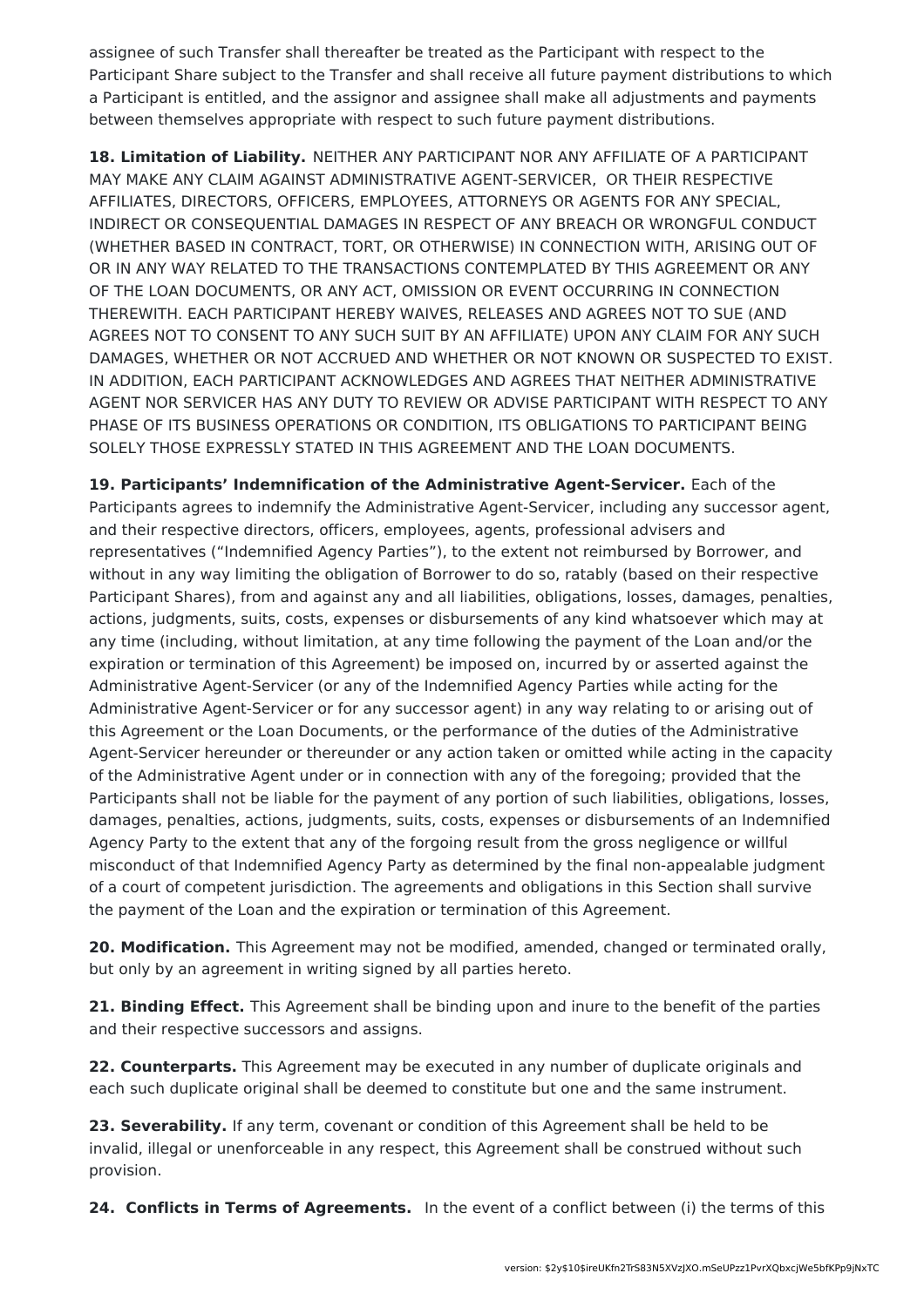assignee of such Transfer shall thereafter be treated as the Participant with respect to the Participant Share subject to the Transfer and shall receive all future payment distributions to which a Participant is entitled, and the assignor and assignee shall make all adjustments and payments between themselves appropriate with respect to such future payment distributions.

**18. Limitation of Liability.** NEITHER ANY PARTICIPANT NOR ANY AFFILIATE OF A PARTICIPANT MAY MAKE ANY CLAIM AGAINST ADMINISTRATIVE AGENT-SERVICER, OR THEIR RESPECTIVE AFFILIATES, DIRECTORS, OFFICERS, EMPLOYEES, ATTORNEYS OR AGENTS FOR ANY SPECIAL, INDIRECT OR CONSEQUENTIAL DAMAGES IN RESPECT OF ANY BREACH OR WRONGFUL CONDUCT (WHETHER BASED IN CONTRACT, TORT, OR OTHERWISE) IN CONNECTION WITH, ARISING OUT OF OR IN ANY WAY RELATED TO THE TRANSACTIONS CONTEMPLATED BY THIS AGREEMENT OR ANY OF THE LOAN DOCUMENTS, OR ANY ACT, OMISSION OR EVENT OCCURRING IN CONNECTION THEREWITH. EACH PARTICIPANT HEREBY WAIVES, RELEASES AND AGREES NOT TO SUE (AND AGREES NOT TO CONSENT TO ANY SUCH SUIT BY AN AFFILIATE) UPON ANY CLAIM FOR ANY SUCH DAMAGES, WHETHER OR NOT ACCRUED AND WHETHER OR NOT KNOWN OR SUSPECTED TO EXIST. IN ADDITION, EACH PARTICIPANT ACKNOWLEDGES AND AGREES THAT NEITHER ADMINISTRATIVE AGENT NOR SERVICER HAS ANY DUTY TO REVIEW OR ADVISE PARTICIPANT WITH RESPECT TO ANY PHASE OF ITS BUSINESS OPERATIONS OR CONDITION, ITS OBLIGATIONS TO PARTICIPANT BEING SOLELY THOSE EXPRESSLY STATED IN THIS AGREEMENT AND THE LOAN DOCUMENTS.

**19. Participants' Indemnification of the Administrative Agent-Servicer.** Each of the Participants agrees to indemnify the Administrative Agent-Servicer, including any successor agent, and their respective directors, officers, employees, agents, professional advisers and representatives ("Indemnified Agency Parties"), to the extent not reimbursed by Borrower, and without in any way limiting the obligation of Borrower to do so, ratably (based on their respective Participant Shares), from and against any and all liabilities, obligations, losses, damages, penalties, actions, judgments, suits, costs, expenses or disbursements of any kind whatsoever which may at any time (including, without limitation, at any time following the payment of the Loan and/or the expiration or termination of this Agreement) be imposed on, incurred by or asserted against the Administrative Agent-Servicer (or any of the Indemnified Agency Parties while acting for the Administrative Agent-Servicer or for any successor agent) in any way relating to or arising out of this Agreement or the Loan Documents, or the performance of the duties of the Administrative Agent-Servicer hereunder or thereunder or any action taken or omitted while acting in the capacity of the Administrative Agent under or in connection with any of the foregoing; provided that the Participants shall not be liable for the payment of any portion of such liabilities, obligations, losses, damages, penalties, actions, judgments, suits, costs, expenses or disbursements of an Indemnified Agency Party to the extent that any of the forgoing result from the gross negligence or willful misconduct of that Indemnified Agency Party as determined by the final non-appealable judgment of a court of competent jurisdiction. The agreements and obligations in this Section shall survive the payment of the Loan and the expiration or termination of this Agreement.

**20. Modification.** This Agreement may not be modified, amended, changed or terminated orally, but only by an agreement in writing signed by all parties hereto.

**21. Binding Effect.** This Agreement shall be binding upon and inure to the benefit of the parties and their respective successors and assigns.

**22. Counterparts.** This Agreement may be executed in any number of duplicate originals and each such duplicate original shall be deemed to constitute but one and the same instrument.

**23. Severability.** If any term, covenant or condition of this Agreement shall be held to be invalid, illegal or unenforceable in any respect, this Agreement shall be construed without such provision.

**24. Conflicts in Terms of Agreements.** In the event of a conflict between (i) the terms of this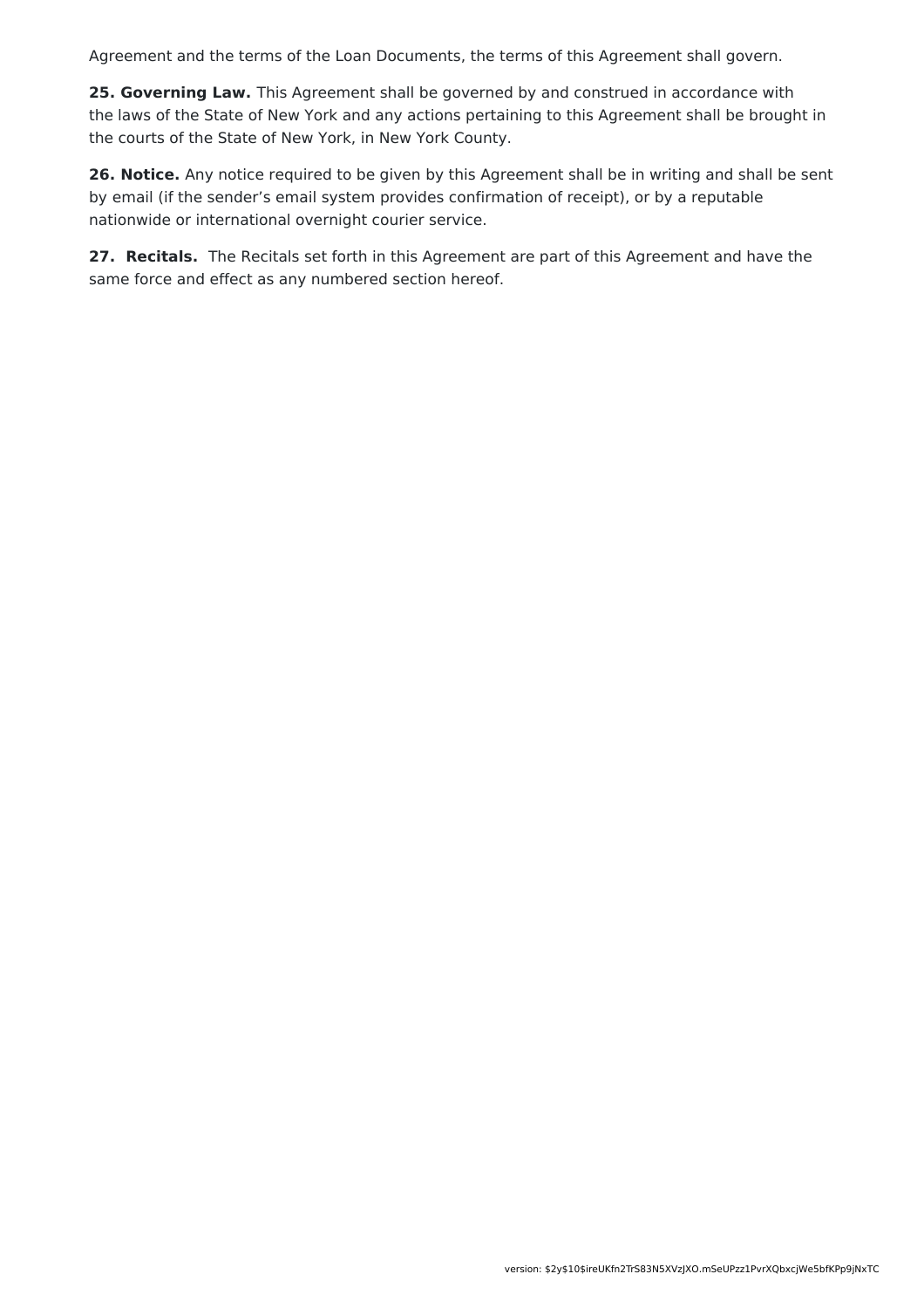Agreement and the terms of the Loan Documents, the terms of this Agreement shall govern.

**25. Governing Law.** This Agreement shall be governed by and construed in accordance with the laws of the State of New York and any actions pertaining to this Agreement shall be brought in the courts of the State of New York, in New York County.

**26. Notice.** Any notice required to be given by this Agreement shall be in writing and shall be sent by email (if the sender's email system provides confirmation of receipt), or by a reputable nationwide or international overnight courier service.

**27. Recitals.** The Recitals set forth in this Agreement are part of this Agreement and have the same force and effect as any numbered section hereof.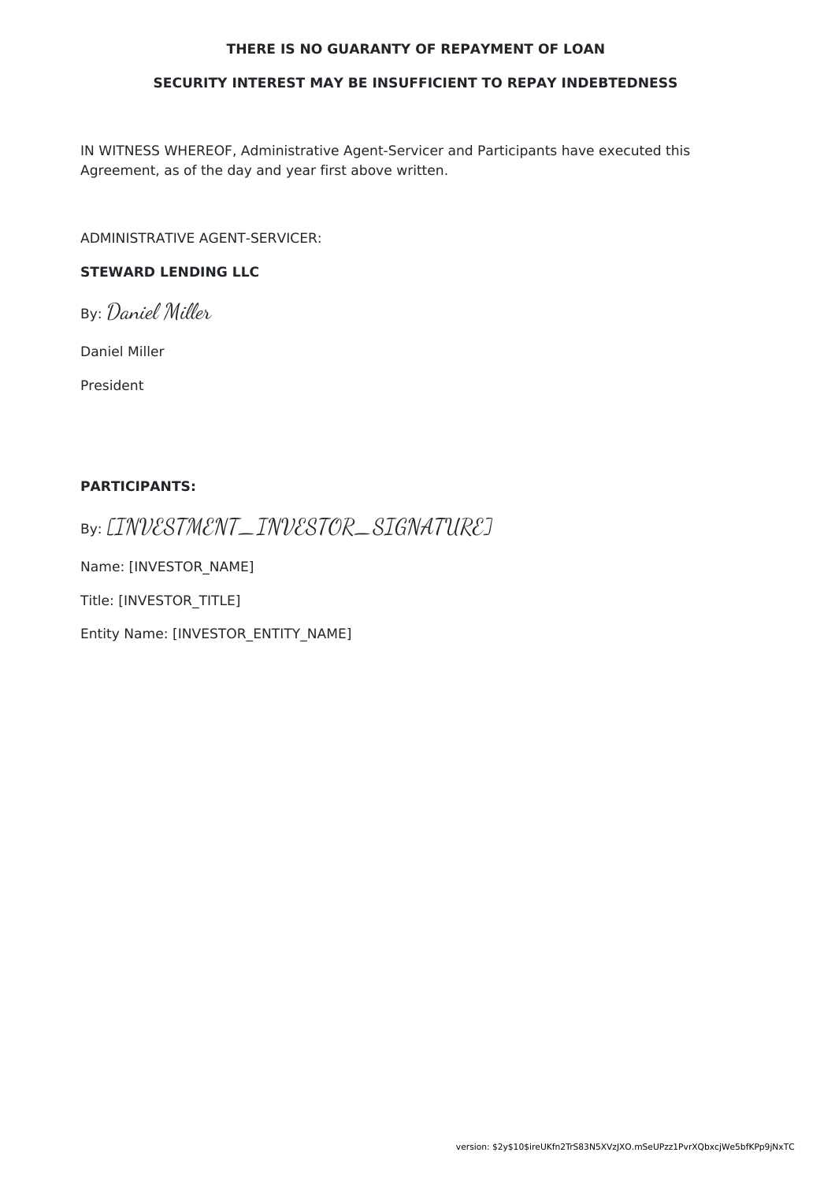**THERE IS NO GUARANTY OF REPAYMENT OF LOAN**

**SECURITY INTEREST MAY BE INSUFFICIENT TO REPAY INDEBTEDNESS**

IN WITNESS WHEREOF, Administrative Agent-Servicer and Participants have executed this Agreement, as of the day and year first above written.

ADMINISTRATIVE AGENT-SERVICER:

**STEWARD LENDING LLC**

By: Daniel Miller

Daniel Miller

President

**PARTICIPANTS:**

By: [INVESTMENT_INVESTOR_SIGNATURE]

Name: [INVESTOR_NAME]

Title: [INVESTOR_TITLE]

Entity Name: [INVESTOR_ENTITY_NAME]

version: $2y$10$ireUKfn2TrS83N5XVzJXO.mSeUPzz1PvrXQbxcjWe5bfKPp9jNxTC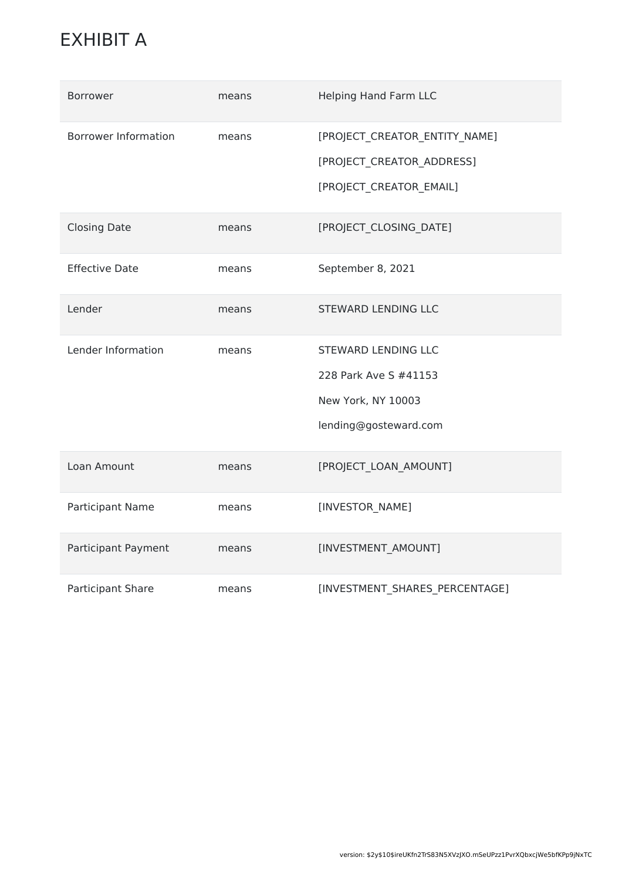# EXHIBIT A

| | | |
|---|---|---|
| Borrower | means | Helping Hand Farm LLC |
| Borrower Information | means | [PROJECT_CREATOR_ENTITY_NAME]<br>[PROJECT_CREATOR_ADDRESS]<br>[PROJECT_CREATOR_EMAIL] |
| Closing Date | means | [PROJECT_CLOSING_DATE] |
| Effective Date | means | September 8, 2021 |
| Lender | means | STEWARD LENDING LLC |
| Lender Information | means | STEWARD LENDING LLC<br>228 Park Ave S #41153<br>New York, NY 10003<br>lending@gosteward.com |
| Loan Amount | means | [PROJECT_LOAN_AMOUNT] |
| Participant Name | means | [INVESTOR_NAME] |
| Participant Payment | means | [INVESTMENT_AMOUNT] |
| Participant Share | means | [INVESTMENT_SHARES_PERCENTAGE] |

version: $2y$10$ireUKfn2TrS83N5XVzJXO.mSeUPzz1PvrXQbxcjWe5bfKPp9jNxTC